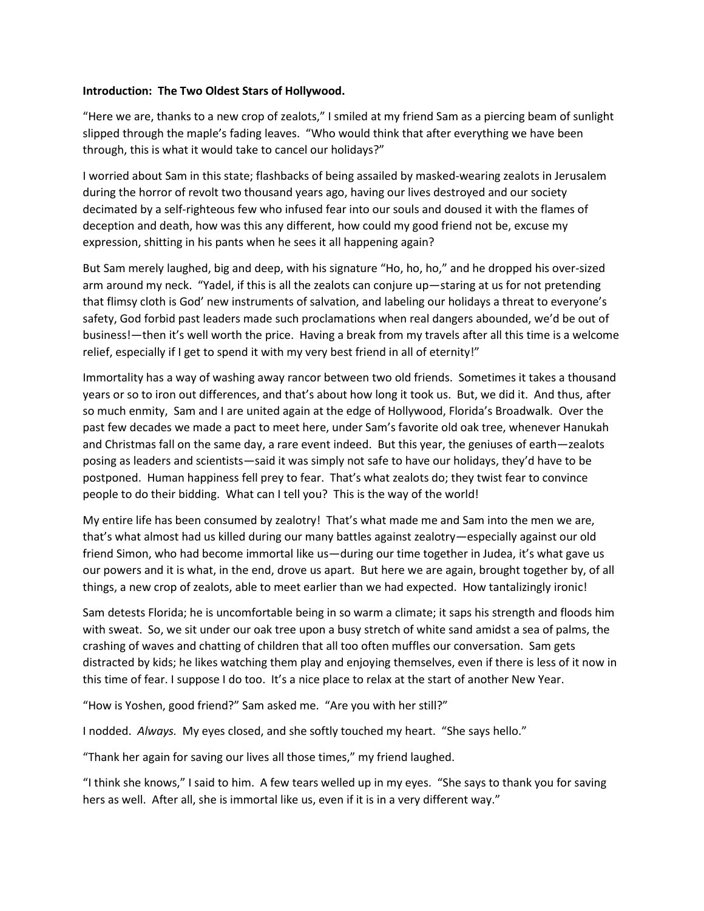**Introduction: The Two Oldest Stars of Hollywood.**

"Here we are, thanks to a new crop of zealots," I smiled at my friend Sam as a piercing beam of sunlight slipped through the maple's fading leaves. "Who would think that after everything we have been through, this is what it would take to cancel our holidays?"

I worried about Sam in this state; flashbacks of being assailed by masked-wearing zealots in Jerusalem during the horror of revolt two thousand years ago, having our lives destroyed and our society decimated by a self-righteous few who infused fear into our souls and doused it with the flames of deception and death, how was this any different, how could my good friend not be, excuse my expression, shitting in his pants when he sees it all happening again?

But Sam merely laughed, big and deep, with his signature "Ho, ho, ho," and he dropped his over-sized arm around my neck. "Yadel, if this is all the zealots can conjure up—staring at us for not pretending that flimsy cloth is God' new instruments of salvation, and labeling our holidays a threat to everyone's safety, God forbid past leaders made such proclamations when real dangers abounded, we'd be out of business!—then it's well worth the price. Having a break from my travels after all this time is a welcome relief, especially if I get to spend it with my very best friend in all of eternity!"

Immortality has a way of washing away rancor between two old friends. Sometimes it takes a thousand years or so to iron out differences, and that's about how long it took us. But, we did it. And thus, after so much enmity, Sam and I are united again at the edge of Hollywood, Florida's Broadwalk. Over the past few decades we made a pact to meet here, under Sam's favorite old oak tree, whenever Hanukah and Christmas fall on the same day, a rare event indeed. But this year, the geniuses of earth—zealots posing as leaders and scientists—said it was simply not safe to have our holidays, they'd have to be postponed. Human happiness fell prey to fear. That's what zealots do; they twist fear to convince people to do their bidding. What can I tell you? This is the way of the world!

My entire life has been consumed by zealotry! That's what made me and Sam into the men we are, that's what almost had us killed during our many battles against zealotry—especially against our old friend Simon, who had become immortal like us—during our time together in Judea, it's what gave us our powers and it is what, in the end, drove us apart. But here we are again, brought together by, of all things, a new crop of zealots, able to meet earlier than we had expected. How tantalizingly ironic!

Sam detests Florida; he is uncomfortable being in so warm a climate; it saps his strength and floods him with sweat. So, we sit under our oak tree upon a busy stretch of white sand amidst a sea of palms, the crashing of waves and chatting of children that all too often muffles our conversation. Sam gets distracted by kids; he likes watching them play and enjoying themselves, even if there is less of it now in this time of fear. I suppose I do too. It's a nice place to relax at the start of another New Year.

"How is Yoshen, good friend?" Sam asked me. "Are you with her still?"

I nodded. *Always.* My eyes closed, and she softly touched my heart. "She says hello."

"Thank her again for saving our lives all those times," my friend laughed.

"I think she knows," I said to him. A few tears welled up in my eyes. "She says to thank you for saving hers as well. After all, she is immortal like us, even if it is in a very different way."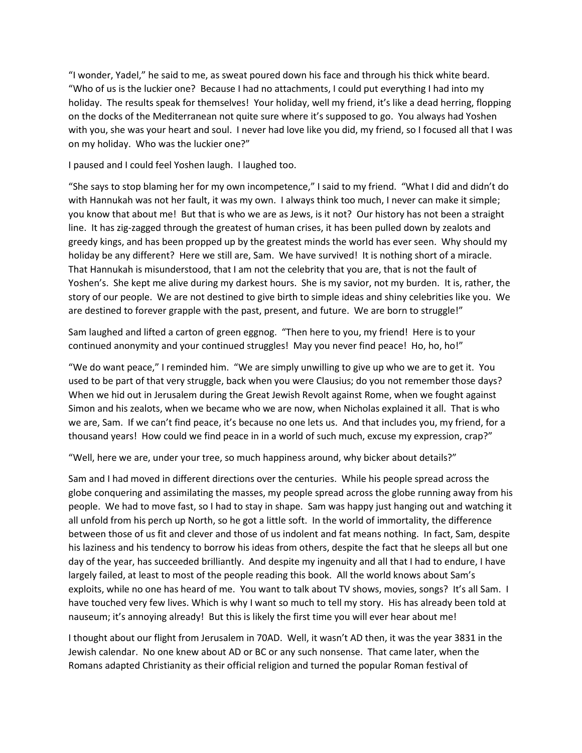"I wonder, Yadel," he said to me, as sweat poured down his face and through his thick white beard. "Who of us is the luckier one? Because I had no attachments, I could put everything I had into my holiday. The results speak for themselves! Your holiday, well my friend, it's like a dead herring, flopping on the docks of the Mediterranean not quite sure where it's supposed to go. You always had Yoshen with you, she was your heart and soul. I never had love like you did, my friend, so I focused all that I was on my holiday. Who was the luckier one?"

I paused and I could feel Yoshen laugh. I laughed too.

"She says to stop blaming her for my own incompetence," I said to my friend. "What I did and didn't do with Hannukah was not her fault, it was my own. I always think too much, I never can make it simple; you know that about me! But that is who we are as Jews, is it not? Our history has not been a straight line. It has zig-zagged through the greatest of human crises, it has been pulled down by zealots and greedy kings, and has been propped up by the greatest minds the world has ever seen. Why should my holiday be any different? Here we still are, Sam. We have survived! It is nothing short of a miracle. That Hannukah is misunderstood, that I am not the celebrity that you are, that is not the fault of Yoshen's. She kept me alive during my darkest hours. She is my savior, not my burden. It is, rather, the story of our people. We are not destined to give birth to simple ideas and shiny celebrities like you. We are destined to forever grapple with the past, present, and future. We are born to struggle!"

Sam laughed and lifted a carton of green eggnog. "Then here to you, my friend! Here is to your continued anonymity and your continued struggles! May you never find peace! Ho, ho, ho!"

"We do want peace," I reminded him. "We are simply unwilling to give up who we are to get it. You used to be part of that very struggle, back when you were Clausius; do you not remember those days? When we hid out in Jerusalem during the Great Jewish Revolt against Rome, when we fought against Simon and his zealots, when we became who we are now, when Nicholas explained it all. That is who we are, Sam. If we can't find peace, it's because no one lets us. And that includes you, my friend, for a thousand years! How could we find peace in in a world of such much, excuse my expression, crap?"

"Well, here we are, under your tree, so much happiness around, why bicker about details?"

Sam and I had moved in different directions over the centuries. While his people spread across the globe conquering and assimilating the masses, my people spread across the globe running away from his people. We had to move fast, so I had to stay in shape. Sam was happy just hanging out and watching it all unfold from his perch up North, so he got a little soft. In the world of immortality, the difference between those of us fit and clever and those of us indolent and fat means nothing. In fact, Sam, despite his laziness and his tendency to borrow his ideas from others, despite the fact that he sleeps all but one day of the year, has succeeded brilliantly. And despite my ingenuity and all that I had to endure, I have largely failed, at least to most of the people reading this book. All the world knows about Sam's exploits, while no one has heard of me. You want to talk about TV shows, movies, songs? It's all Sam. I have touched very few lives. Which is why I want so much to tell my story. His has already been told at nauseum; it's annoying already! But this is likely the first time you will ever hear about me!

I thought about our flight from Jerusalem in 70AD. Well, it wasn't AD then, it was the year 3831 in the Jewish calendar. No one knew about AD or BC or any such nonsense. That came later, when the Romans adapted Christianity as their official religion and turned the popular Roman festival of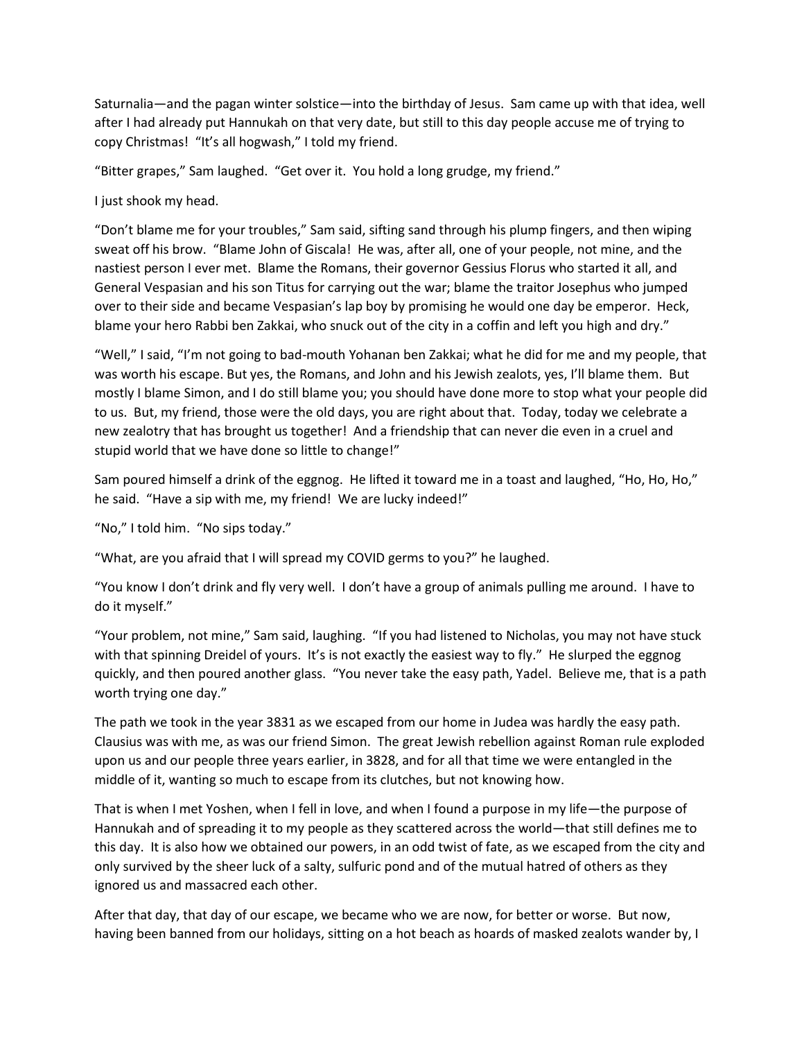Saturnalia—and the pagan winter solstice—into the birthday of Jesus. Sam came up with that idea, well after I had already put Hannukah on that very date, but still to this day people accuse me of trying to copy Christmas! "It's all hogwash," I told my friend.

"Bitter grapes," Sam laughed. "Get over it. You hold a long grudge, my friend."

I just shook my head.

"Don't blame me for your troubles," Sam said, sifting sand through his plump fingers, and then wiping sweat off his brow. "Blame John of Giscala! He was, after all, one of your people, not mine, and the nastiest person I ever met. Blame the Romans, their governor Gessius Florus who started it all, and General Vespasian and his son Titus for carrying out the war; blame the traitor Josephus who jumped over to their side and became Vespasian's lap boy by promising he would one day be emperor. Heck, blame your hero Rabbi ben Zakkai, who snuck out of the city in a coffin and left you high and dry."

"Well," I said, "I'm not going to bad-mouth Yohanan ben Zakkai; what he did for me and my people, that was worth his escape. But yes, the Romans, and John and his Jewish zealots, yes, I'll blame them. But mostly I blame Simon, and I do still blame you; you should have done more to stop what your people did to us. But, my friend, those were the old days, you are right about that. Today, today we celebrate a new zealotry that has brought us together! And a friendship that can never die even in a cruel and stupid world that we have done so little to change!"

Sam poured himself a drink of the eggnog. He lifted it toward me in a toast and laughed, "Ho, Ho, Ho," he said. "Have a sip with me, my friend! We are lucky indeed!"

"No," I told him. "No sips today."

"What, are you afraid that I will spread my COVID germs to you?" he laughed.

"You know I don't drink and fly very well. I don't have a group of animals pulling me around. I have to do it myself."

"Your problem, not mine," Sam said, laughing. "If you had listened to Nicholas, you may not have stuck with that spinning Dreidel of yours. It's is not exactly the easiest way to fly." He slurped the eggnog quickly, and then poured another glass. "You never take the easy path, Yadel. Believe me, that is a path worth trying one day."

The path we took in the year 3831 as we escaped from our home in Judea was hardly the easy path. Clausius was with me, as was our friend Simon. The great Jewish rebellion against Roman rule exploded upon us and our people three years earlier, in 3828, and for all that time we were entangled in the middle of it, wanting so much to escape from its clutches, but not knowing how.

That is when I met Yoshen, when I fell in love, and when I found a purpose in my life—the purpose of Hannukah and of spreading it to my people as they scattered across the world—that still defines me to this day. It is also how we obtained our powers, in an odd twist of fate, as we escaped from the city and only survived by the sheer luck of a salty, sulfuric pond and of the mutual hatred of others as they ignored us and massacred each other.

After that day, that day of our escape, we became who we are now, for better or worse. But now, having been banned from our holidays, sitting on a hot beach as hoards of masked zealots wander by, I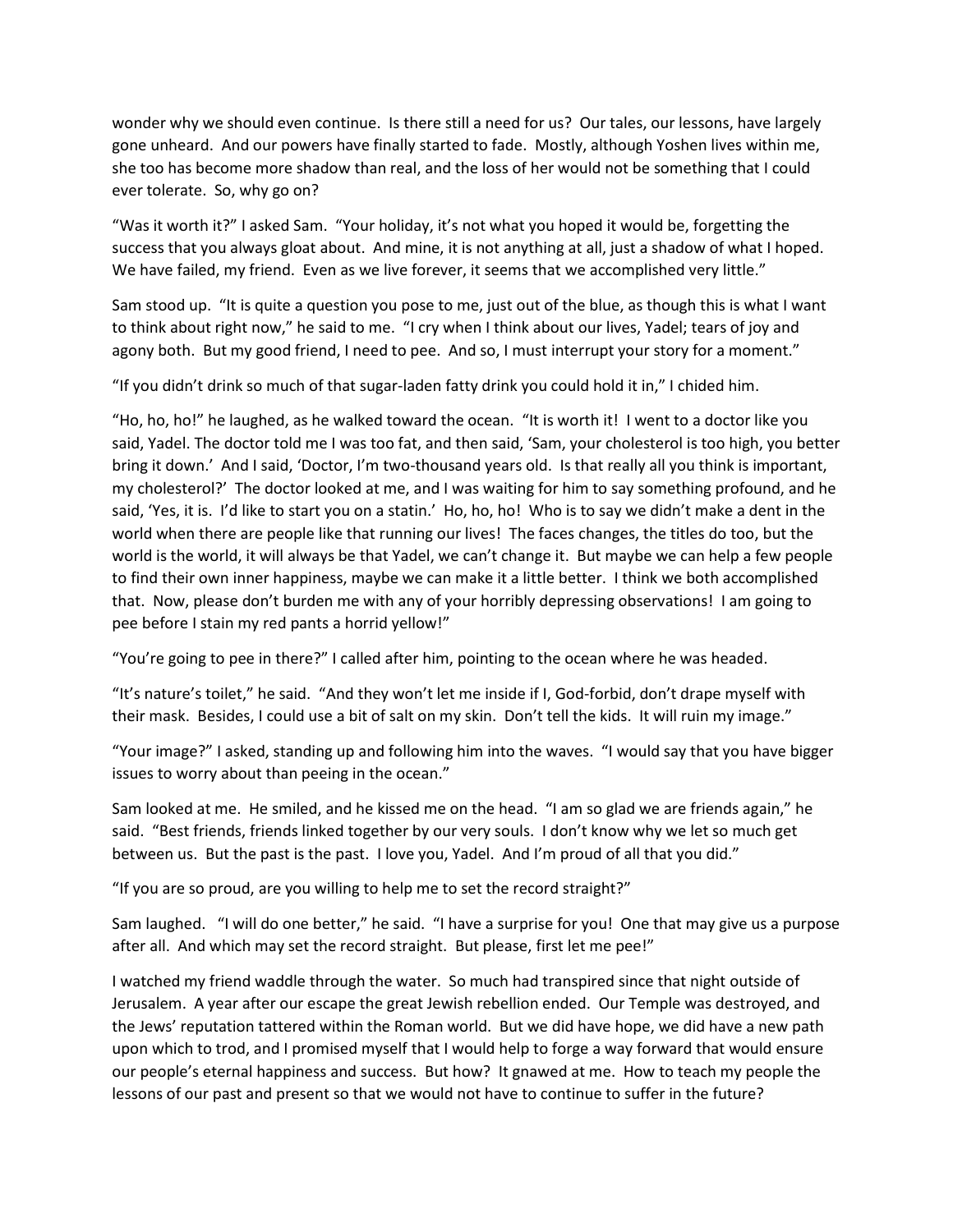wonder why we should even continue. Is there still a need for us? Our tales, our lessons, have largely gone unheard. And our powers have finally started to fade. Mostly, although Yoshen lives within me, she too has become more shadow than real, and the loss of her would not be something that I could ever tolerate. So, why go on?

"Was it worth it?" I asked Sam. "Your holiday, it's not what you hoped it would be, forgetting the success that you always gloat about. And mine, it is not anything at all, just a shadow of what I hoped. We have failed, my friend. Even as we live forever, it seems that we accomplished very little."

Sam stood up. "It is quite a question you pose to me, just out of the blue, as though this is what I want to think about right now," he said to me. "I cry when I think about our lives, Yadel; tears of joy and agony both. But my good friend, I need to pee. And so, I must interrupt your story for a moment."

"If you didn't drink so much of that sugar-laden fatty drink you could hold it in," I chided him.

"Ho, ho, ho!" he laughed, as he walked toward the ocean. "It is worth it! I went to a doctor like you said, Yadel. The doctor told me I was too fat, and then said, 'Sam, your cholesterol is too high, you better bring it down.' And I said, 'Doctor, I'm two-thousand years old. Is that really all you think is important, my cholesterol?' The doctor looked at me, and I was waiting for him to say something profound, and he said, 'Yes, it is. I'd like to start you on a statin.' Ho, ho, ho! Who is to say we didn't make a dent in the world when there are people like that running our lives! The faces changes, the titles do too, but the world is the world, it will always be that Yadel, we can't change it. But maybe we can help a few people to find their own inner happiness, maybe we can make it a little better. I think we both accomplished that. Now, please don't burden me with any of your horribly depressing observations! I am going to pee before I stain my red pants a horrid yellow!"

"You're going to pee in there?" I called after him, pointing to the ocean where he was headed.

"It's nature's toilet," he said. "And they won't let me inside if I, God-forbid, don't drape myself with their mask. Besides, I could use a bit of salt on my skin. Don't tell the kids. It will ruin my image."

"Your image?" I asked, standing up and following him into the waves. "I would say that you have bigger issues to worry about than peeing in the ocean."

Sam looked at me. He smiled, and he kissed me on the head. "I am so glad we are friends again," he said. "Best friends, friends linked together by our very souls. I don't know why we let so much get between us. But the past is the past. I love you, Yadel. And I'm proud of all that you did."

"If you are so proud, are you willing to help me to set the record straight?"

Sam laughed. "I will do one better," he said. "I have a surprise for you! One that may give us a purpose after all. And which may set the record straight. But please, first let me pee!"

I watched my friend waddle through the water. So much had transpired since that night outside of Jerusalem. A year after our escape the great Jewish rebellion ended. Our Temple was destroyed, and the Jews' reputation tattered within the Roman world. But we did have hope, we did have a new path upon which to trod, and I promised myself that I would help to forge a way forward that would ensure our people's eternal happiness and success. But how? It gnawed at me. How to teach my people the lessons of our past and present so that we would not have to continue to suffer in the future?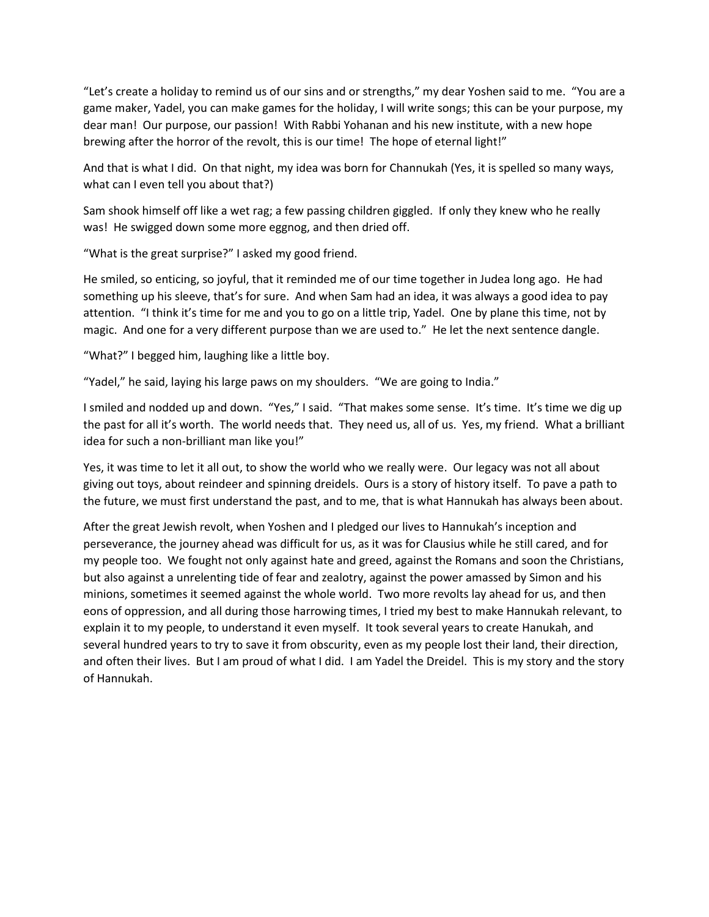"Let's create a holiday to remind us of our sins and or strengths," my dear Yoshen said to me. "You are a game maker, Yadel, you can make games for the holiday, I will write songs; this can be your purpose, my dear man! Our purpose, our passion! With Rabbi Yohanan and his new institute, with a new hope brewing after the horror of the revolt, this is our time! The hope of eternal light!"

And that is what I did. On that night, my idea was born for Channukah (Yes, it is spelled so many ways, what can I even tell you about that?)

Sam shook himself off like a wet rag; a few passing children giggled. If only they knew who he really was! He swigged down some more eggnog, and then dried off.

"What is the great surprise?" I asked my good friend.

He smiled, so enticing, so joyful, that it reminded me of our time together in Judea long ago. He had something up his sleeve, that's for sure. And when Sam had an idea, it was always a good idea to pay attention. "I think it's time for me and you to go on a little trip, Yadel. One by plane this time, not by magic. And one for a very different purpose than we are used to." He let the next sentence dangle.

"What?" I begged him, laughing like a little boy.

"Yadel," he said, laying his large paws on my shoulders. "We are going to India."

I smiled and nodded up and down. "Yes," I said. "That makes some sense. It's time. It's time we dig up the past for all it's worth. The world needs that. They need us, all of us. Yes, my friend. What a brilliant idea for such a non-brilliant man like you!"

Yes, it was time to let it all out, to show the world who we really were. Our legacy was not all about giving out toys, about reindeer and spinning dreidels. Ours is a story of history itself. To pave a path to the future, we must first understand the past, and to me, that is what Hannukah has always been about.

After the great Jewish revolt, when Yoshen and I pledged our lives to Hannukah's inception and perseverance, the journey ahead was difficult for us, as it was for Clausius while he still cared, and for my people too. We fought not only against hate and greed, against the Romans and soon the Christians, but also against a unrelenting tide of fear and zealotry, against the power amassed by Simon and his minions, sometimes it seemed against the whole world. Two more revolts lay ahead for us, and then eons of oppression, and all during those harrowing times, I tried my best to make Hannukah relevant, to explain it to my people, to understand it even myself. It took several years to create Hanukah, and several hundred years to try to save it from obscurity, even as my people lost their land, their direction, and often their lives. But I am proud of what I did. I am Yadel the Dreidel. This is my story and the story of Hannukah.